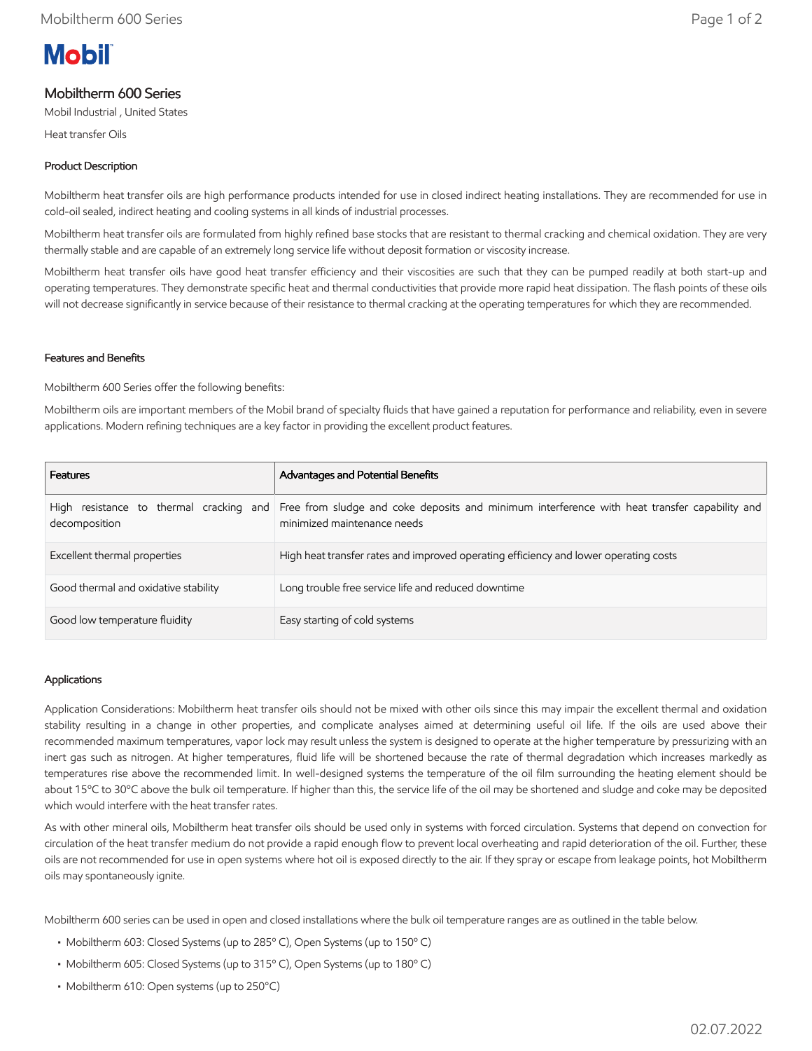# Mobiltherm 600 Series

Mobil Industrial , United States

Heat transfer Oils

## Product Description

Mobiltherm heat transfer oils are high performance products intended for use in closed indirect heating installations. They are recommended for use in cold-oil sealed, indirect heating and cooling systems in all kinds of industrial processes.

Mobiltherm heat transfer oils are formulated from highly refined base stocks that are resistant to thermal cracking and chemical oxidation. They are very thermally stable and are capable of an extremely long service life without deposit formation or viscosity increase.

Mobiltherm heat transfer oils have good heat transfer efficiency and their viscosities are such that they can be pumped readily at both start-up and operating temperatures. They demonstrate specific heat and thermal conductivities that provide more rapid heat dissipation. The flash points of these oils will not decrease significantly in service because of their resistance to thermal cracking at the operating temperatures for which they are recommended.

## Features and Benefits

Mobiltherm 600 Series offer the following benefits:

Mobiltherm oils are important members of the Mobil brand of specialty fluids that have gained a reputation for performance and reliability, even in severe applications. Modern refining techniques are a key factor in providing the excellent product features.

| Features | Advantages and Potential Benefits |
|---|---|
| High resistance to thermal cracking and decomposition | Free from sludge and coke deposits and minimum interference with heat transfer capability and minimized maintenance needs |
| Excellent thermal properties | High heat transfer rates and improved operating efficiency and lower operating costs |
| Good thermal and oxidative stability | Long trouble free service life and reduced downtime |
| Good low temperature fluidity | Easy starting of cold systems |

## Applications

Application Considerations: Mobiltherm heat transfer oils should not be mixed with other oils since this may impair the excellent thermal and oxidation stability resulting in a change in other properties, and complicate analyses aimed at determining useful oil life. If the oils are used above their recommended maximum temperatures, vapor lock may result unless the system is designed to operate at the higher temperature by pressurizing with an inert gas such as nitrogen. At higher temperatures, fluid life will be shortened because the rate of thermal degradation which increases markedly as temperatures rise above the recommended limit. In well-designed systems the temperature of the oil film surrounding the heating element should be about 15ºC to 30ºC above the bulk oil temperature. If higher than this, the service life of the oil may be shortened and sludge and coke may be deposited which would interfere with the heat transfer rates.

As with other mineral oils, Mobiltherm heat transfer oils should be used only in systems with forced circulation. Systems that depend on convection for circulation of the heat transfer medium do not provide a rapid enough flow to prevent local overheating and rapid deterioration of the oil. Further, these oils are not recommended for use in open systems where hot oil is exposed directly to the air. If they spray or escape from leakage points, hot Mobiltherm oils may spontaneously ignite.

Mobiltherm 600 series can be used in open and closed installations where the bulk oil temperature ranges are as outlined in the table below.

- Mobiltherm 603: Closed Systems (up to 285º C), Open Systems (up to 150º C)
- Mobiltherm 605: Closed Systems (up to 315º C), Open Systems (up to 180º C)
- Mobiltherm 610: Open systems (up to 250°C)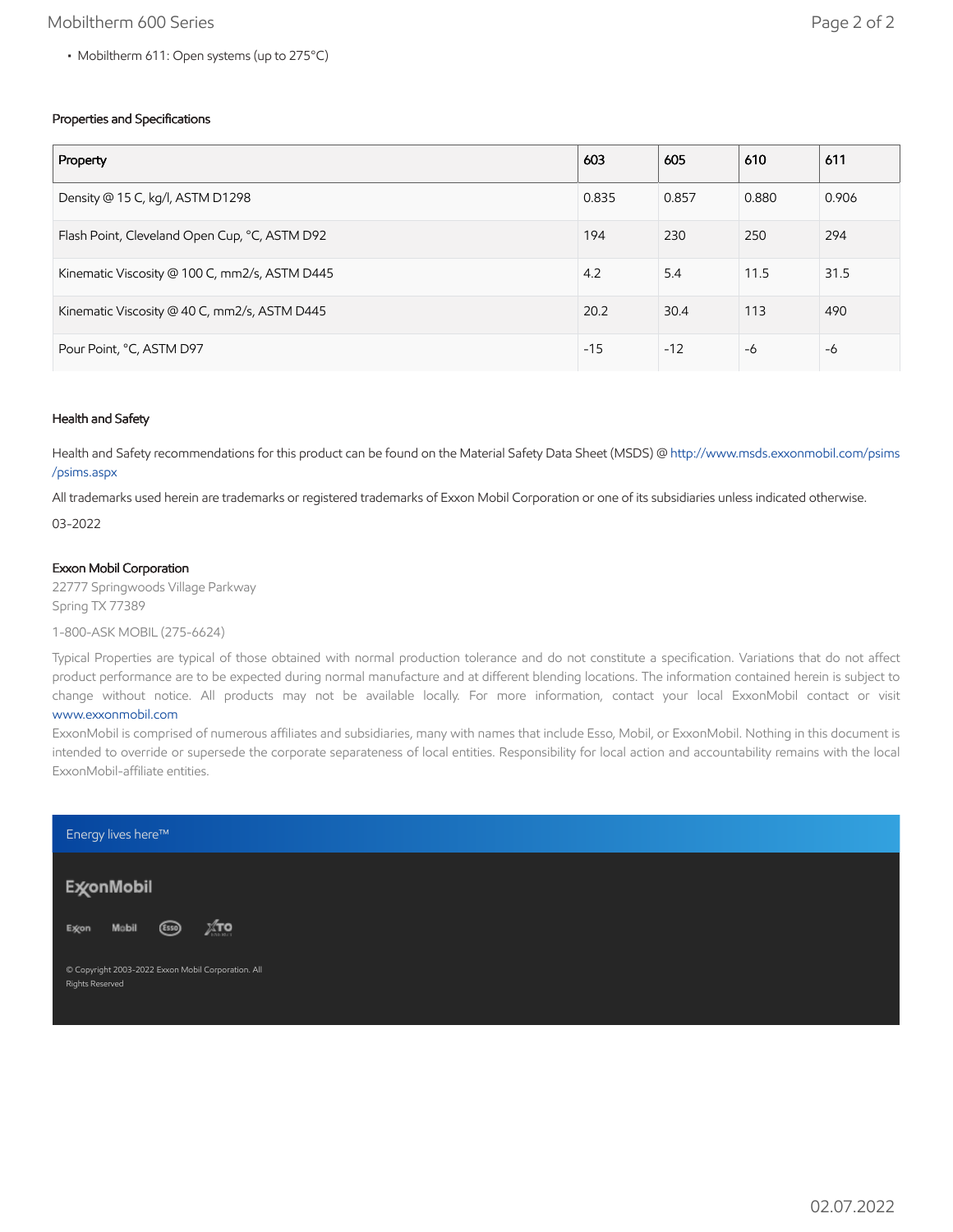- Mobiltherm 611: Open systems (up to 275°C)

### Properties and Specifications

| Property | 603 | 605 | 610 | 611 |
|---|---|---|---|---|
| Density @ 15 C, kg/l, ASTM D1298 | 0.835 | 0.857 | 0.880 | 0.906 |
| Flash Point, Cleveland Open Cup, °C, ASTM D92 | 194 | 230 | 250 | 294 |
| Kinematic Viscosity @ 100 C, mm2/s, ASTM D445 | 4.2 | 5.4 | 11.5 | 31.5 |
| Kinematic Viscosity @ 40 C, mm2/s, ASTM D445 | 20.2 | 30.4 | 113 | 490 |
| Pour Point, °C, ASTM D97 | -15 | -12 | -6 | -6 |

### Health and Safety

Health and Safety recommendations for this product can be found on the Material Safety Data Sheet (MSDS) @ http://www.msds.exxonmobil.com/psims/psims.aspx

All trademarks used herein are trademarks or registered trademarks of Exxon Mobil Corporation or one of its subsidiaries unless indicated otherwise.

03-2022

**Exxon Mobil Corporation**
22777 Springwoods Village Parkway
Spring TX 77389

1-800-ASK MOBIL (275-6624)

Typical Properties are typical of those obtained with normal production tolerance and do not constitute a specification. Variations that do not affect product performance are to be expected during normal manufacture and at different blending locations. The information contained herein is subject to change without notice. All products may not be available locally. For more information, contact your local ExxonMobil contact or visit www.exxonmobil.com

ExxonMobil is comprised of numerous affiliates and subsidiaries, many with names that include Esso, Mobil, or ExxonMobil. Nothing in this document is intended to override or supersede the corporate separateness of local entities. Responsibility for local action and accountability remains with the local ExxonMobil-affiliate entities.

Energy lives here™

ExxonMobil

Exxon Mobil Esso XTO

© Copyright 2003-2022 Exxon Mobil Corporation. All Rights Reserved

02.07.2022